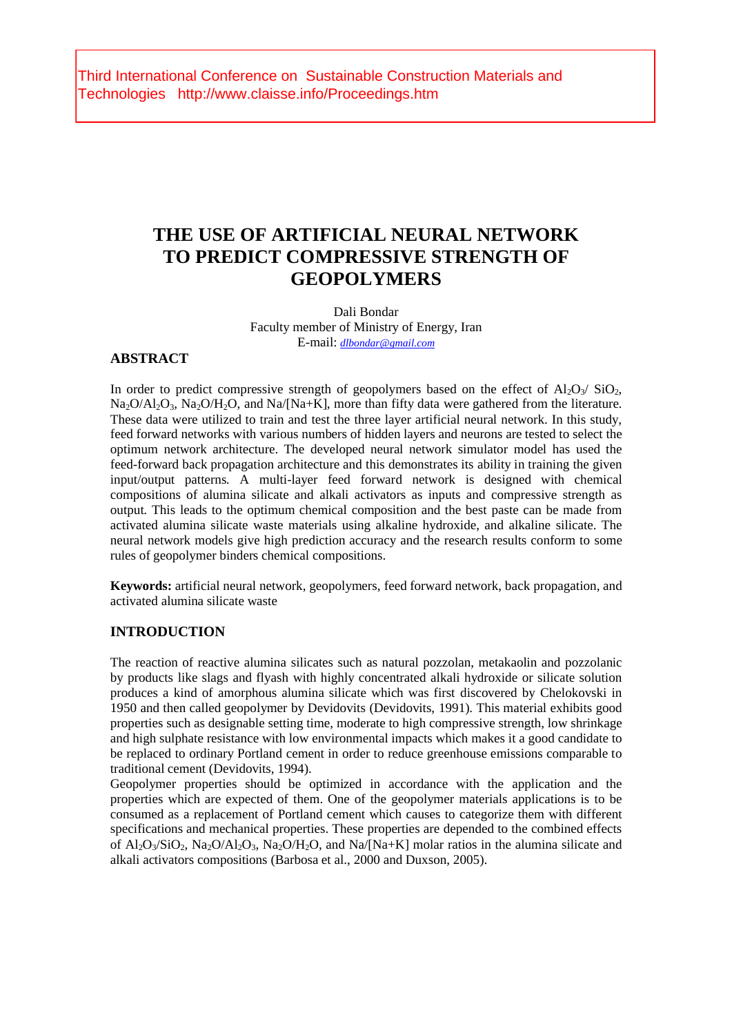Third International Conference on Sustainable Construction Materials and Technologies http://www.claisse.info/Proceedings.htm

# THE USE OF ARTIFICIAL NEURAL NETWORK TO PREDICT COMPRESSIVE STRENGTH OF GEOPOLYMERS

Dali Bondar
Faculty member of Ministry of Energy, Iran
E-mail: *dlbondar@gmail.com*

## ABSTRACT

In order to predict compressive strength of geopolymers based on the effect of $Al_2O_3$/ $SiO_2$, $Na_2O/Al_2O_3$, $Na_2O/H_2O$, and Na/[Na+K], more than fifty data were gathered from the literature. These data were utilized to train and test the three layer artificial neural network. In this study, feed forward networks with various numbers of hidden layers and neurons are tested to select the optimum network architecture. The developed neural network simulator model has used the feed-forward back propagation architecture and this demonstrates its ability in training the given input/output patterns. A multi-layer feed forward network is designed with chemical compositions of alumina silicate and alkali activators as inputs and compressive strength as output. This leads to the optimum chemical composition and the best paste can be made from activated alumina silicate waste materials using alkaline hydroxide, and alkaline silicate. The neural network models give high prediction accuracy and the research results conform to some rules of geopolymer binders chemical compositions.

**Keywords:** artificial neural network, geopolymers, feed forward network, back propagation, and activated alumina silicate waste

## INTRODUCTION

The reaction of reactive alumina silicates such as natural pozzolan, metakaolin and pozzolanic by products like slags and flyash with highly concentrated alkali hydroxide or silicate solution produces a kind of amorphous alumina silicate which was first discovered by Chelokovski in 1950 and then called geopolymer by Devidovits (Devidovits, 1991). This material exhibits good properties such as designable setting time, moderate to high compressive strength, low shrinkage and high sulphate resistance with low environmental impacts which makes it a good candidate to be replaced to ordinary Portland cement in order to reduce greenhouse emissions comparable to traditional cement (Devidovits, 1994).

Geopolymer properties should be optimized in accordance with the application and the properties which are expected of them. One of the geopolymer materials applications is to be consumed as a replacement of Portland cement which causes to categorize them with different specifications and mechanical properties. These properties are depended to the combined effects of $Al_2O_3/SiO_2$, $Na_2O/Al_2O_3$, $Na_2O/H_2O$, and Na/[Na+K] molar ratios in the alumina silicate and alkali activators compositions (Barbosa et al., 2000 and Duxson, 2005).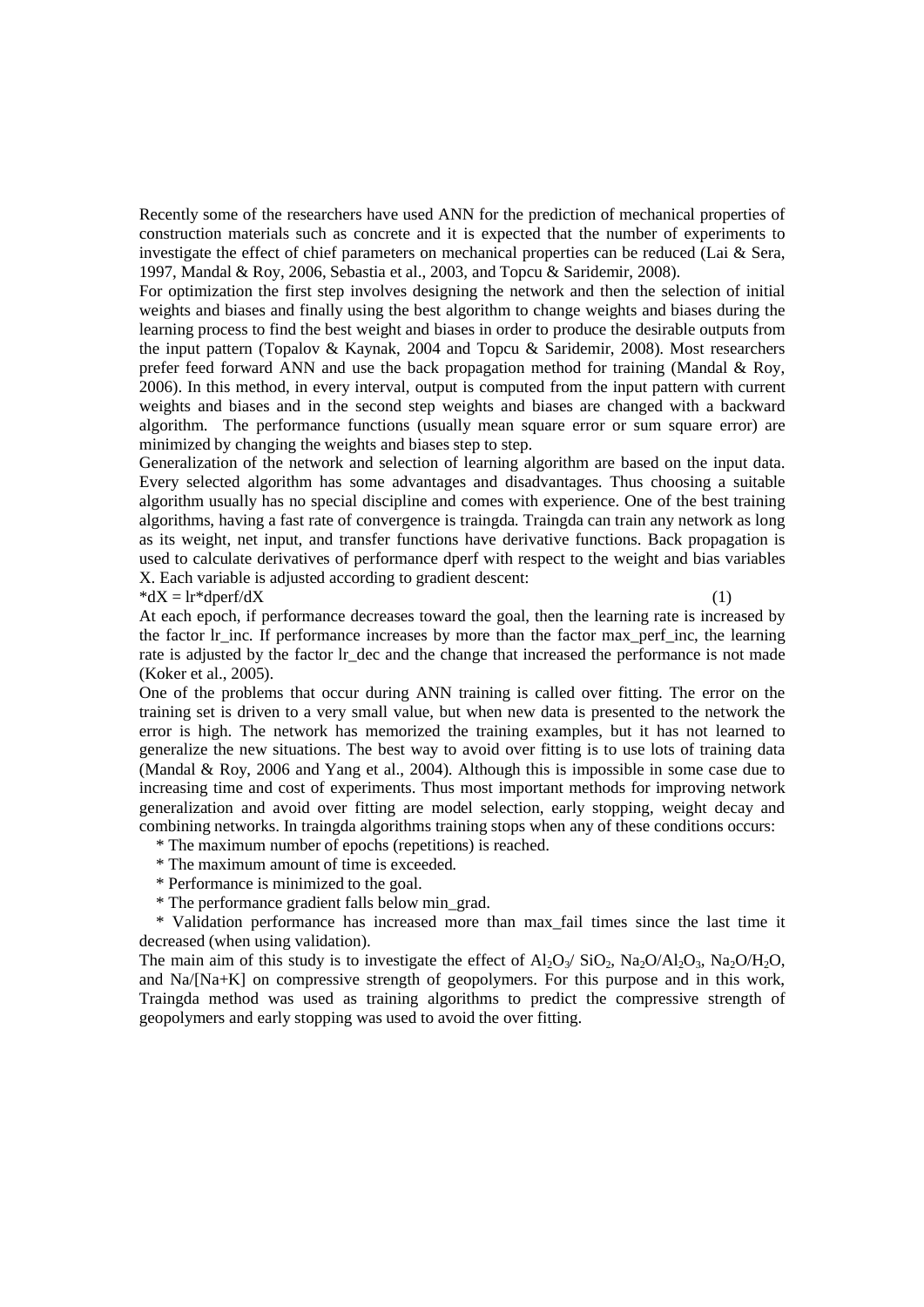Recently some of the researchers have used ANN for the prediction of mechanical properties of construction materials such as concrete and it is expected that the number of experiments to investigate the effect of chief parameters on mechanical properties can be reduced (Lai & Sera, 1997, Mandal & Roy, 2006, Sebastia et al., 2003, and Topcu & Saridemir, 2008).

For optimization the first step involves designing the network and then the selection of initial weights and biases and finally using the best algorithm to change weights and biases during the learning process to find the best weight and biases in order to produce the desirable outputs from the input pattern (Topalov & Kaynak, 2004 and Topcu & Saridemir, 2008). Most researchers prefer feed forward ANN and use the back propagation method for training (Mandal & Roy, 2006). In this method, in every interval, output is computed from the input pattern with current weights and biases and in the second step weights and biases are changed with a backward algorithm. The performance functions (usually mean square error or sum square error) are minimized by changing the weights and biases step to step.

Generalization of the network and selection of learning algorithm are based on the input data. Every selected algorithm has some advantages and disadvantages. Thus choosing a suitable algorithm usually has no special discipline and comes with experience. One of the best training algorithms, having a fast rate of convergence is traingda. Traingda can train any network as long as its weight, net input, and transfer functions have derivative functions. Back propagation is used to calculate derivatives of performance dperf with respect to the weight and bias variables X. Each variable is adjusted according to gradient descent:

$$*dX = lr*dperf/dX \tag{1}$$

At each epoch, if performance decreases toward the goal, then the learning rate is increased by the factor lr_inc. If performance increases by more than the factor max_perf_inc, the learning rate is adjusted by the factor lr_dec and the change that increased the performance is not made (Koker et al., 2005).

One of the problems that occur during ANN training is called over fitting. The error on the training set is driven to a very small value, but when new data is presented to the network the error is high. The network has memorized the training examples, but it has not learned to generalize the new situations. The best way to avoid over fitting is to use lots of training data (Mandal & Roy, 2006 and Yang et al., 2004). Although this is impossible in some case due to increasing time and cost of experiments. Thus most important methods for improving network generalization and avoid over fitting are model selection, early stopping, weight decay and combining networks. In traingda algorithms training stops when any of these conditions occurs:

* The maximum number of epochs (repetitions) is reached.
* The maximum amount of time is exceeded.
* Performance is minimized to the goal.
* The performance gradient falls below min_grad.
* Validation performance has increased more than max_fail times since the last time it decreased (when using validation).

The main aim of this study is to investigate the effect of $Al_2O_3$/ $SiO_2$, $Na_2O/Al_2O_3$, $Na_2O/H_2O$, and Na/[Na+K] on compressive strength of geopolymers. For this purpose and in this work, Traingda method was used as training algorithms to predict the compressive strength of geopolymers and early stopping was used to avoid the over fitting.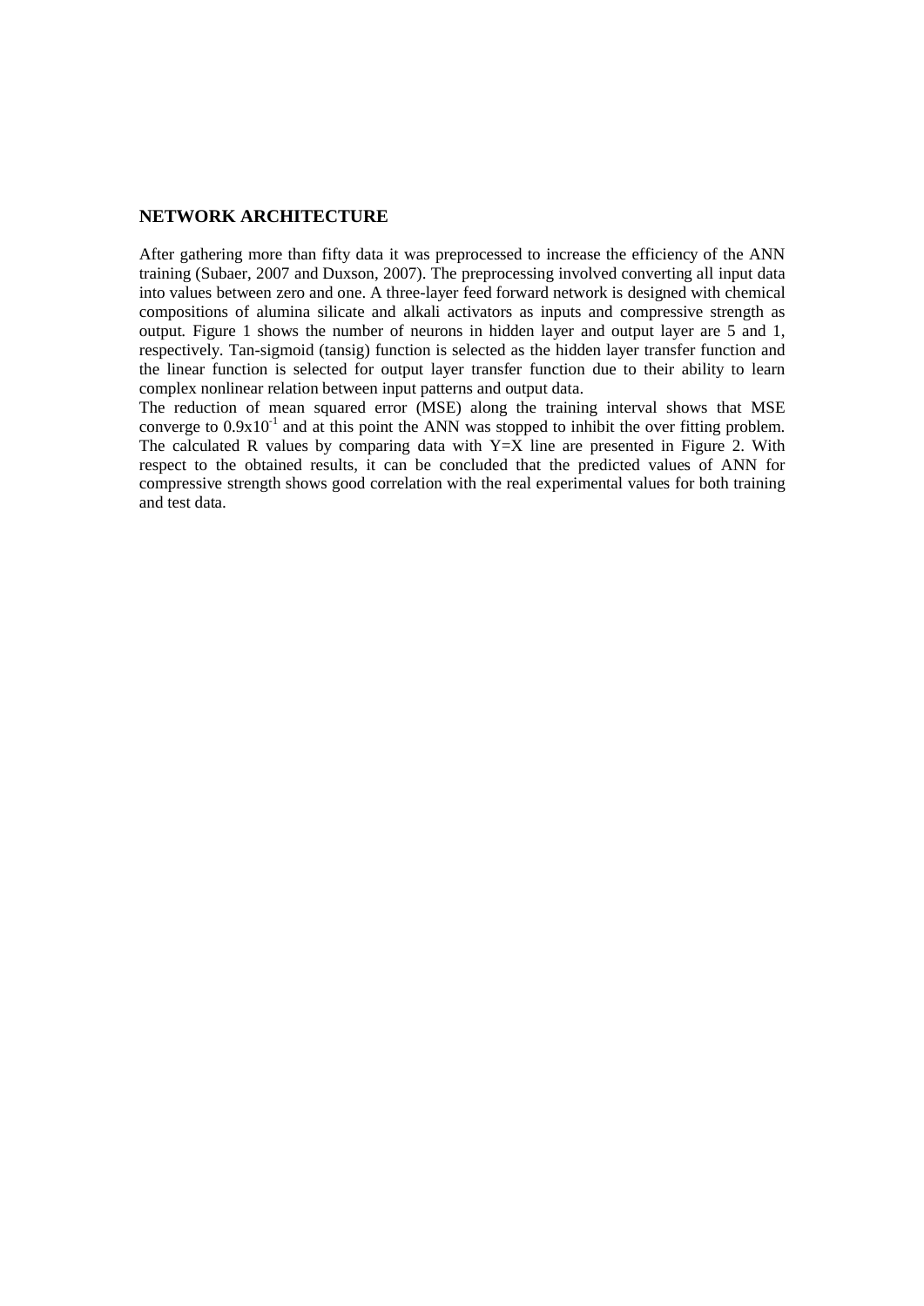## NETWORK ARCHITECTURE

After gathering more than fifty data it was preprocessed to increase the efficiency of the ANN training (Subaer, 2007 and Duxson, 2007). The preprocessing involved converting all input data into values between zero and one. A three-layer feed forward network is designed with chemical compositions of alumina silicate and alkali activators as inputs and compressive strength as output. Figure 1 shows the number of neurons in hidden layer and output layer are 5 and 1, respectively. Tan-sigmoid (tansig) function is selected as the hidden layer transfer function and the linear function is selected for output layer transfer function due to their ability to learn complex nonlinear relation between input patterns and output data.

The reduction of mean squared error (MSE) along the training interval shows that MSE converge to $0.9 \times 10^{-1}$ and at this point the ANN was stopped to inhibit the over fitting problem. The calculated R values by comparing data with Y=X line are presented in Figure 2. With respect to the obtained results, it can be concluded that the predicted values of ANN for compressive strength shows good correlation with the real experimental values for both training and test data.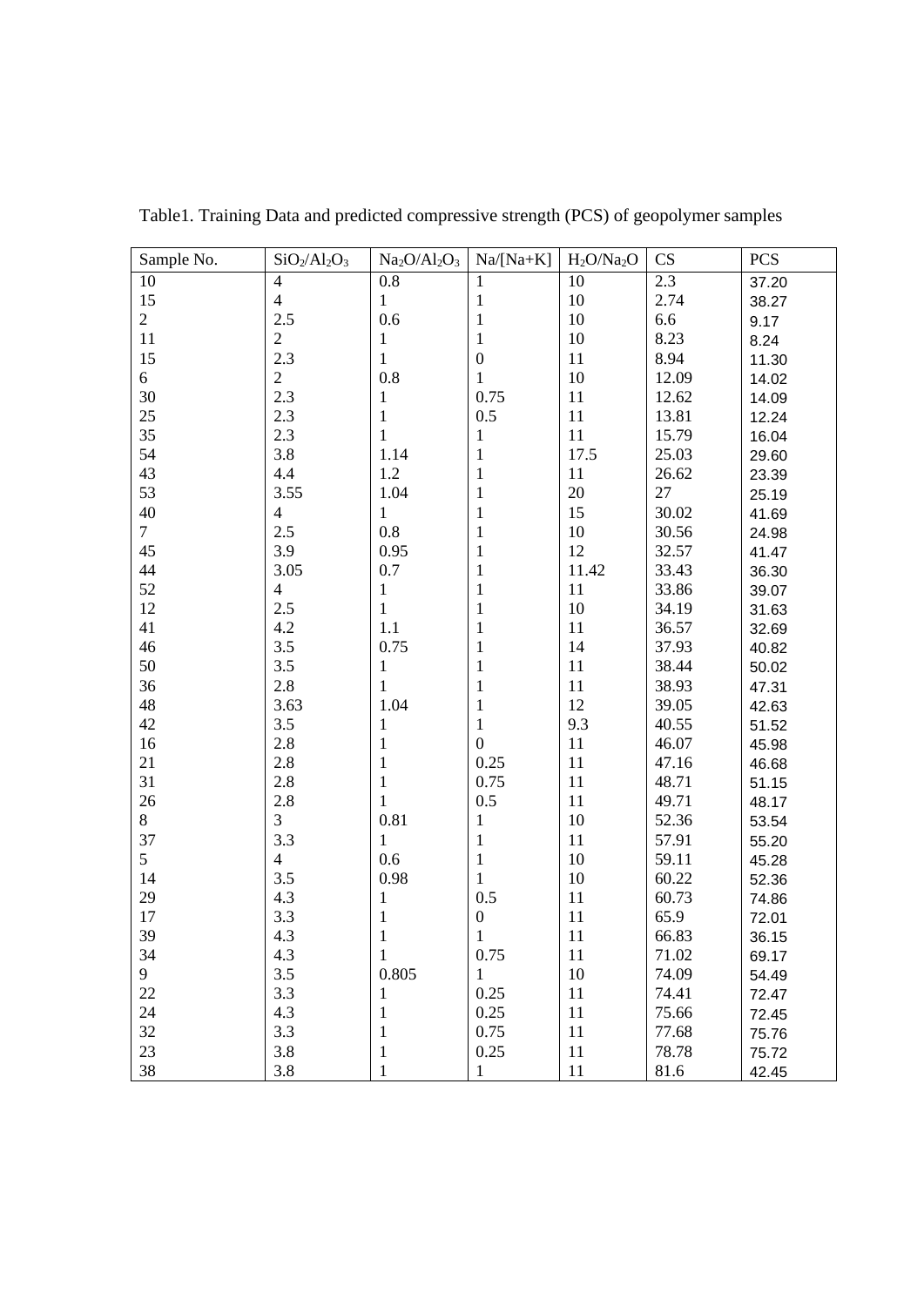Table1. Training Data and predicted compressive strength (PCS) of geopolymer samples

| Sample No. | $SiO_2/Al_2O_3$ | $Na_2O/Al_2O_3$ | Na/[Na+K] | $H_2O/Na_2O$ | CS | PCS |
|---|---|---|---|---|---|---|
| 10 | 4 | 0.8 | 1 | 10 | 2.3 | 37.20 |
| 15 | 4 | 1 | 1 | 10 | 2.74 | 38.27 |
| 2 | 2.5 | 0.6 | 1 | 10 | 6.6 | 9.17 |
| 11 | 2 | 1 | 1 | 10 | 8.23 | 8.24 |
| 15 | 2.3 | 1 | 0 | 11 | 8.94 | 11.30 |
| 6 | 2 | 0.8 | 1 | 10 | 12.09 | 14.02 |
| 30 | 2.3 | 1 | 0.75 | 11 | 12.62 | 14.09 |
| 25 | 2.3 | 1 | 0.5 | 11 | 13.81 | 12.24 |
| 35 | 2.3 | 1 | 1 | 11 | 15.79 | 16.04 |
| 54 | 3.8 | 1.14 | 1 | 17.5 | 25.03 | 29.60 |
| 43 | 4.4 | 1.2 | 1 | 11 | 26.62 | 23.39 |
| 53 | 3.55 | 1.04 | 1 | 20 | 27 | 25.19 |
| 40 | 4 | 1 | 1 | 15 | 30.02 | 41.69 |
| 7 | 2.5 | 0.8 | 1 | 10 | 30.56 | 24.98 |
| 45 | 3.9 | 0.95 | 1 | 12 | 32.57 | 41.47 |
| 44 | 3.05 | 0.7 | 1 | 11.42 | 33.43 | 36.30 |
| 52 | 4 | 1 | 1 | 11 | 33.86 | 39.07 |
| 12 | 2.5 | 1 | 1 | 10 | 34.19 | 31.63 |
| 41 | 4.2 | 1.1 | 1 | 11 | 36.57 | 32.69 |
| 46 | 3.5 | 0.75 | 1 | 14 | 37.93 | 40.82 |
| 50 | 3.5 | 1 | 1 | 11 | 38.44 | 50.02 |
| 36 | 2.8 | 1 | 1 | 11 | 38.93 | 47.31 |
| 48 | 3.63 | 1.04 | 1 | 12 | 39.05 | 42.63 |
| 42 | 3.5 | 1 | 1 | 9.3 | 40.55 | 51.52 |
| 16 | 2.8 | 1 | 0 | 11 | 46.07 | 45.98 |
| 21 | 2.8 | 1 | 0.25 | 11 | 47.16 | 46.68 |
| 31 | 2.8 | 1 | 0.75 | 11 | 48.71 | 51.15 |
| 26 | 2.8 | 1 | 0.5 | 11 | 49.71 | 48.17 |
| 8 | 3 | 0.81 | 1 | 10 | 52.36 | 53.54 |
| 37 | 3.3 | 1 | 1 | 11 | 57.91 | 55.20 |
| 5 | 4 | 0.6 | 1 | 10 | 59.11 | 45.28 |
| 14 | 3.5 | 0.98 | 1 | 10 | 60.22 | 52.36 |
| 29 | 4.3 | 1 | 0.5 | 11 | 60.73 | 74.86 |
| 17 | 3.3 | 1 | 0 | 11 | 65.9 | 72.01 |
| 39 | 4.3 | 1 | 1 | 11 | 66.83 | 36.15 |
| 34 | 4.3 | 1 | 0.75 | 11 | 71.02 | 69.17 |
| 9 | 3.5 | 0.805 | 1 | 10 | 74.09 | 54.49 |
| 22 | 3.3 | 1 | 0.25 | 11 | 74.41 | 72.47 |
| 24 | 4.3 | 1 | 0.25 | 11 | 75.66 | 72.45 |
| 32 | 3.3 | 1 | 0.75 | 11 | 77.68 | 75.76 |
| 23 | 3.8 | 1 | 0.25 | 11 | 78.78 | 75.72 |
| 38 | 3.8 | 1 | 1 | 11 | 81.6 | 42.45 |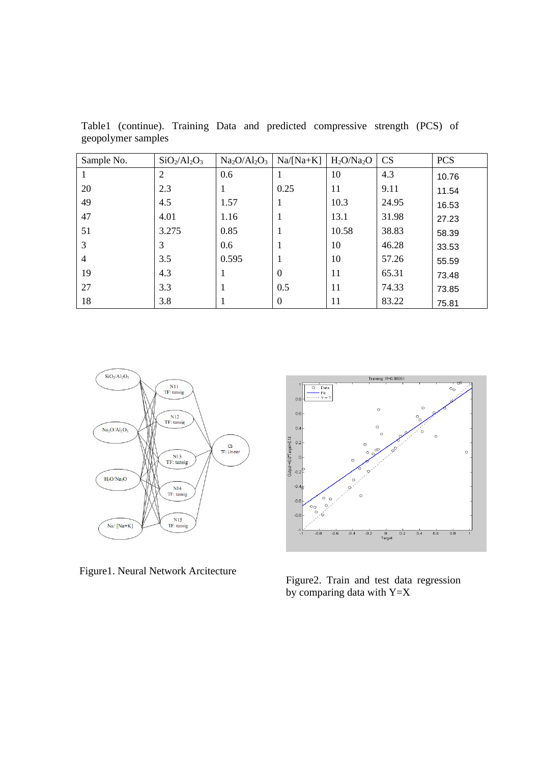Table1 (continue). Training Data and predicted compressive strength (PCS) of geopolymer samples

| Sample No. | $SiO_2/Al_2O_3$ | $Na_2O/Al_2O_3$ | Na/[Na+K] | $H_2O/Na_2O$ | CS | PCS |
|---|---|---|---|---|---|---|
| 1 | 2 | 0.6 | 1 | 10 | 4.3 | 10.76 |
| 20 | 2.3 | 1 | 0.25 | 11 | 9.11 | 11.54 |
| 49 | 4.5 | 1.57 | 1 | 10.3 | 24.95 | 16.53 |
| 47 | 4.01 | 1.16 | 1 | 13.1 | 31.98 | 27.23 |
| 51 | 3.275 | 0.85 | 1 | 10.58 | 38.83 | 58.39 |
| 3 | 3 | 0.6 | 1 | 10 | 46.28 | 33.53 |
| 4 | 3.5 | 0.595 | 1 | 10 | 57.26 | 55.59 |
| 19 | 4.3 | 1 | 0 | 11 | 65.31 | 73.48 |
| 27 | 3.3 | 1 | 0.5 | 11 | 74.33 | 73.85 |
| 18 | 3.8 | 1 | 0 | 11 | 83.22 | 75.81 |

Figure1. Neural Network Arcitecture

Figure2. Train and test data regression by comparing data with Y=X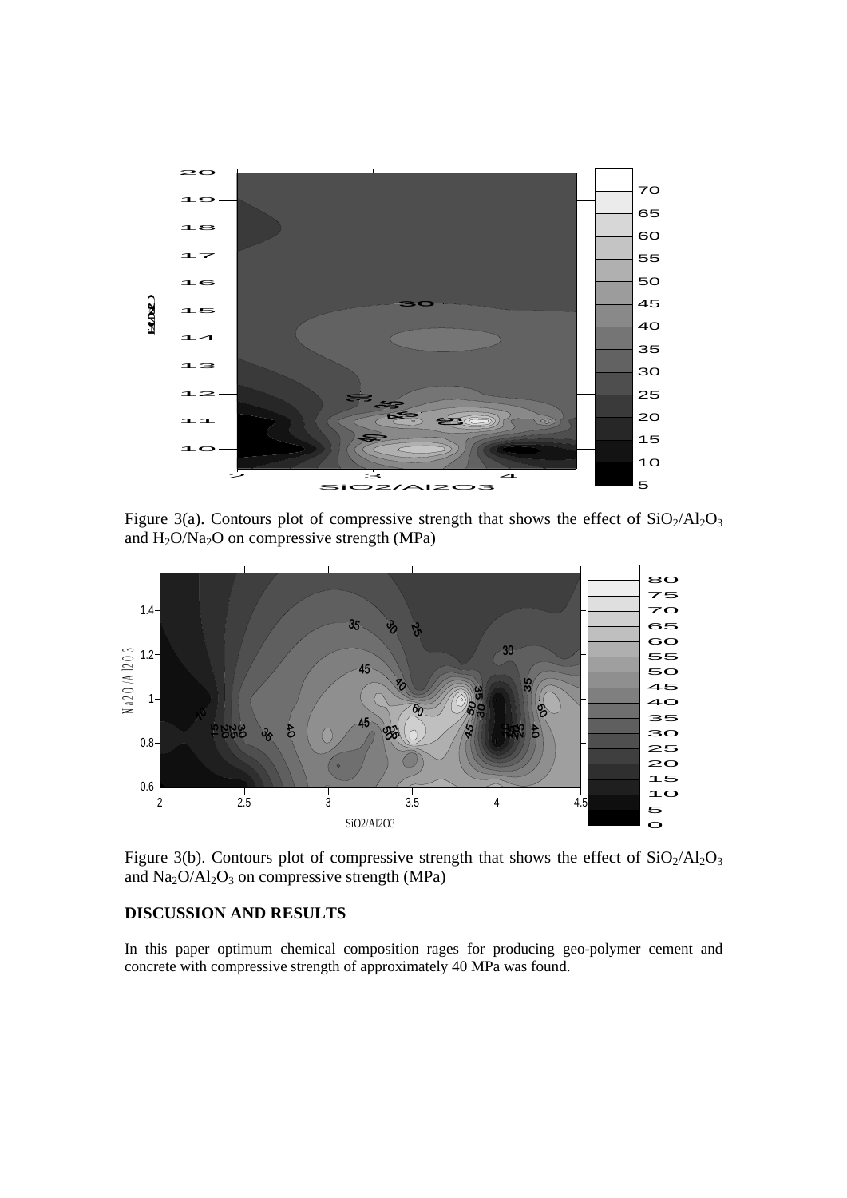Figure 3(a). Contours plot of compressive strength that shows the effect of $SiO_2/Al_2O_3$ and $H_2O/Na_2O$ on compressive strength (MPa)

Figure 3(b). Contours plot of compressive strength that shows the effect of $SiO_2/Al_2O_3$ and $Na_2O/Al_2O_3$ on compressive strength (MPa)

**DISCUSSION AND RESULTS**

In this paper optimum chemical composition rages for producing geo-polymer cement and concrete with compressive strength of approximately 40 MPa was found.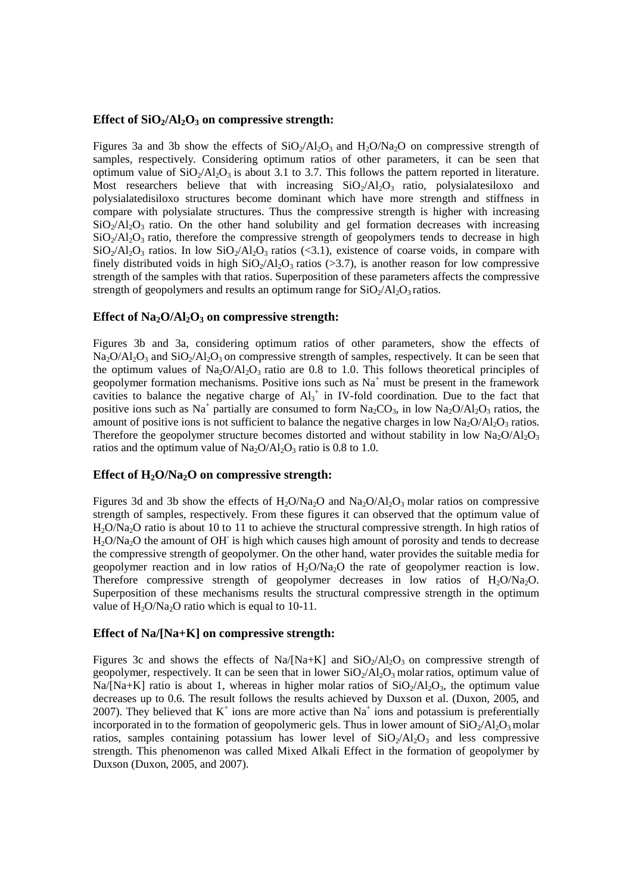### Effect of $SiO_2/Al_2O_3$ on compressive strength:

Figures 3a and 3b show the effects of $SiO_2/Al_2O_3$ and $H_2O/Na_2O$ on compressive strength of samples, respectively. Considering optimum ratios of other parameters, it can be seen that optimum value of $SiO_2/Al_2O_3$ is about 3.1 to 3.7. This follows the pattern reported in literature. Most researchers believe that with increasing $SiO_2/Al_2O_3$ ratio, polysialatesiloxo and polysialatedisiloxo structures become dominant which have more strength and stiffness in compare with polysialate structures. Thus the compressive strength is higher with increasing $SiO_2/Al_2O_3$ ratio. On the other hand solubility and gel formation decreases with increasing $SiO_2/Al_2O_3$ ratio, therefore the compressive strength of geopolymers tends to decrease in high $SiO_2/Al_2O_3$ ratios. In low $SiO_2/Al_2O_3$ ratios (<3.1), existence of coarse voids, in compare with finely distributed voids in high $SiO_2/Al_2O_3$ ratios (>3.7), is another reason for low compressive strength of the samples with that ratios. Superposition of these parameters affects the compressive strength of geopolymers and results an optimum range for $SiO_2/Al_2O_3$ ratios.

### Effect of $Na_2O/Al_2O_3$ on compressive strength:

Figures 3b and 3a, considering optimum ratios of other parameters, show the effects of $Na_2O/Al_2O_3$ and $SiO_2/Al_2O_3$ on compressive strength of samples, respectively. It can be seen that the optimum values of $Na_2O/Al_2O_3$ ratio are 0.8 to 1.0. This follows theoretical principles of geopolymer formation mechanisms. Positive ions such as $Na^+$ must be present in the framework cavities to balance the negative charge of $Al_3^+$ in IV-fold coordination. Due to the fact that positive ions such as $Na^+$ partially are consumed to form $Na_2CO_3$, in low $Na_2O/Al_2O_3$ ratios, the amount of positive ions is not sufficient to balance the negative charges in low $Na_2O/Al_2O_3$ ratios. Therefore the geopolymer structure becomes distorted and without stability in low $Na_2O/Al_2O_3$ ratios and the optimum value of $Na_2O/Al_2O_3$ ratio is 0.8 to 1.0.

### Effect of $H_2O/Na_2O$ on compressive strength:

Figures 3d and 3b show the effects of $H_2O/Na_2O$ and $Na_2O/Al_2O_3$ molar ratios on compressive strength of samples, respectively. From these figures it can observed that the optimum value of $H_2O/Na_2O$ ratio is about 10 to 11 to achieve the structural compressive strength. In high ratios of $H_2O/Na_2O$ the amount of $OH^-$ is high which causes high amount of porosity and tends to decrease the compressive strength of geopolymer. On the other hand, water provides the suitable media for geopolymer reaction and in low ratios of $H_2O/Na_2O$ the rate of geopolymer reaction is low. Therefore compressive strength of geopolymer decreases in low ratios of $H_2O/Na_2O$. Superposition of these mechanisms results the structural compressive strength in the optimum value of $H_2O/Na_2O$ ratio which is equal to 10-11.

### Effect of Na/[Na+K] on compressive strength:

Figures 3c and shows the effects of Na/[Na+K] and $SiO_2/Al_2O_3$ on compressive strength of geopolymer, respectively. It can be seen that in lower $SiO_2/Al_2O_3$ molar ratios, optimum value of Na/[Na+K] ratio is about 1, whereas in higher molar ratios of $SiO_2/Al_2O_3$, the optimum value decreases up to 0.6. The result follows the results achieved by Duxson et al. (Duxon, 2005, and 2007). They believed that $K^+$ ions are more active than $Na^+$ ions and potassium is preferentially incorporated in to the formation of geopolymeric gels. Thus in lower amount of $SiO_2/Al_2O_3$ molar ratios, samples containing potassium has lower level of $SiO_2/Al_2O_3$ and less compressive strength. This phenomenon was called Mixed Alkali Effect in the formation of geopolymer by Duxson (Duxon, 2005, and 2007).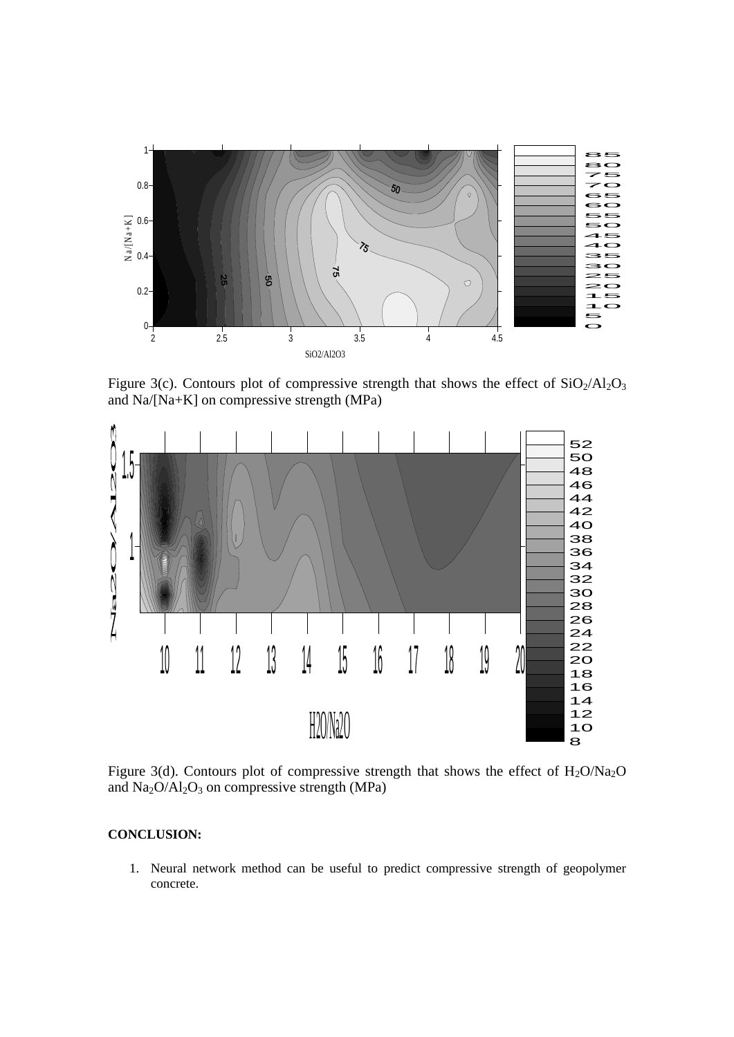Figure 3(c). Contours plot of compressive strength that shows the effect of $SiO_2/Al_2O_3$ and Na/[Na+K] on compressive strength (MPa)

Figure 3(d). Contours plot of compressive strength that shows the effect of $H_2O/Na_2O$ and $Na_2O/Al_2O_3$ on compressive strength (MPa)

**CONCLUSION:**

1. Neural network method can be useful to predict compressive strength of geopolymer concrete.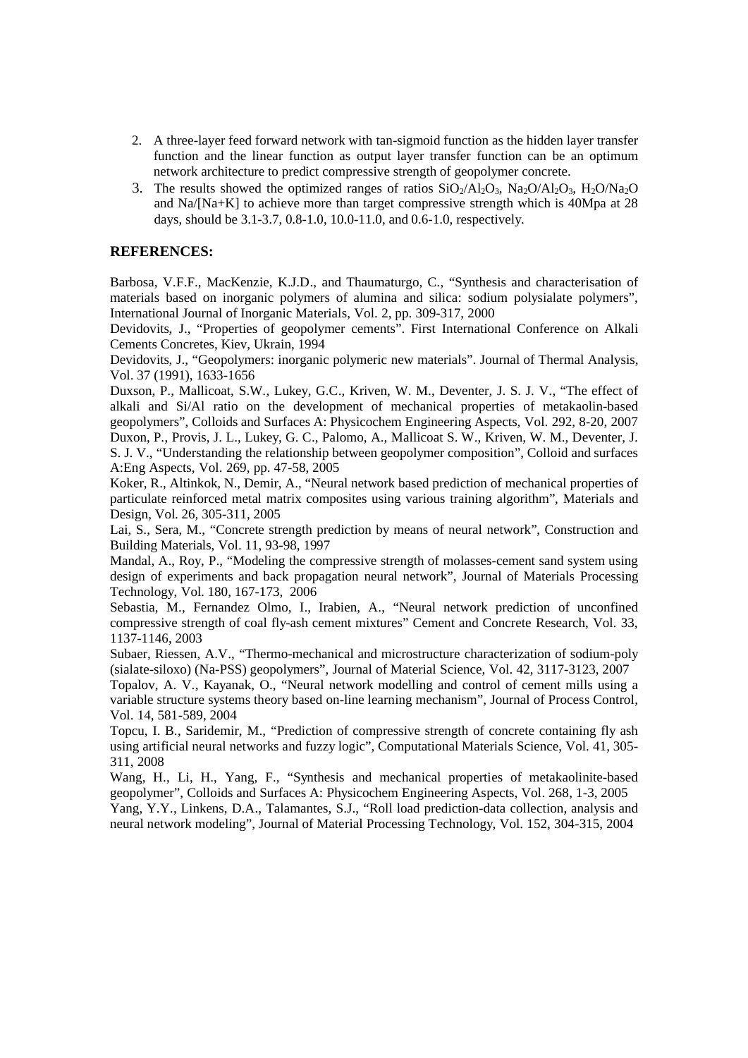2. A three-layer feed forward network with tan-sigmoid function as the hidden layer transfer function and the linear function as output layer transfer function can be an optimum network architecture to predict compressive strength of geopolymer concrete.
3. The results showed the optimized ranges of ratios $SiO_2/Al_2O_3$, $Na_2O/Al_2O_3$, $H_2O/Na_2O$ and Na/[Na+K] to achieve more than target compressive strength which is 40Mpa at 28 days, should be 3.1-3.7, 0.8-1.0, 10.0-11.0, and 0.6-1.0, respectively.

## REFERENCES:

Barbosa, V.F.F., MacKenzie, K.J.D., and Thaumaturgo, C., "Synthesis and characterisation of materials based on inorganic polymers of alumina and silica: sodium polysialate polymers", International Journal of Inorganic Materials, Vol. 2, pp. 309-317, 2000

Devidovits, J., "Properties of geopolymer cements". First International Conference on Alkali Cements Concretes, Kiev, Ukrain, 1994

Devidovits, J., "Geopolymers: inorganic polymeric new materials". Journal of Thermal Analysis, Vol. 37 (1991), 1633-1656

Duxson, P., Mallicoat, S.W., Lukey, G.C., Kriven, W. M., Deventer, J. S. J. V., "The effect of alkali and Si/Al ratio on the development of mechanical properties of metakaolin-based geopolymers", Colloids and Surfaces A: Physicochem Engineering Aspects, Vol. 292, 8-20, 2007

Duxon, P., Provis, J. L., Lukey, G. C., Palomo, A., Mallicoat S. W., Kriven, W. M., Deventer, J. S. J. V., "Understanding the relationship between geopolymer composition", Colloid and surfaces A:Eng Aspects, Vol. 269, pp. 47-58, 2005

Koker, R., Altinkok, N., Demir, A., "Neural network based prediction of mechanical properties of particulate reinforced metal matrix composites using various training algorithm", Materials and Design, Vol. 26, 305-311, 2005

Lai, S., Sera, M., "Concrete strength prediction by means of neural network", Construction and Building Materials, Vol. 11, 93-98, 1997

Mandal, A., Roy, P., "Modeling the compressive strength of molasses-cement sand system using design of experiments and back propagation neural network", Journal of Materials Processing Technology, Vol. 180, 167-173, 2006

Sebastia, M., Fernandez Olmo, I., Irabien, A., "Neural network prediction of unconfined compressive strength of coal fly-ash cement mixtures" Cement and Concrete Research, Vol. 33, 1137-1146, 2003

Subaer, Riessen, A.V., "Thermo-mechanical and microstructure characterization of sodium-poly (sialate-siloxo) (Na-PSS) geopolymers", Journal of Material Science, Vol. 42, 3117-3123, 2007

Topalov, A. V., Kayanak, O., "Neural network modelling and control of cement mills using a variable structure systems theory based on-line learning mechanism", Journal of Process Control, Vol. 14, 581-589, 2004

Topcu, I. B., Saridemir, M., "Prediction of compressive strength of concrete containing fly ash using artificial neural networks and fuzzy logic", Computational Materials Science, Vol. 41, 305-311, 2008

Wang, H., Li, H., Yang, F., "Synthesis and mechanical properties of metakaolinite-based geopolymer", Colloids and Surfaces A: Physicochem Engineering Aspects, Vol. 268, 1-3, 2005

Yang, Y.Y., Linkens, D.A., Talamantes, S.J., "Roll load prediction-data collection, analysis and neural network modeling", Journal of Material Processing Technology, Vol. 152, 304-315, 2004